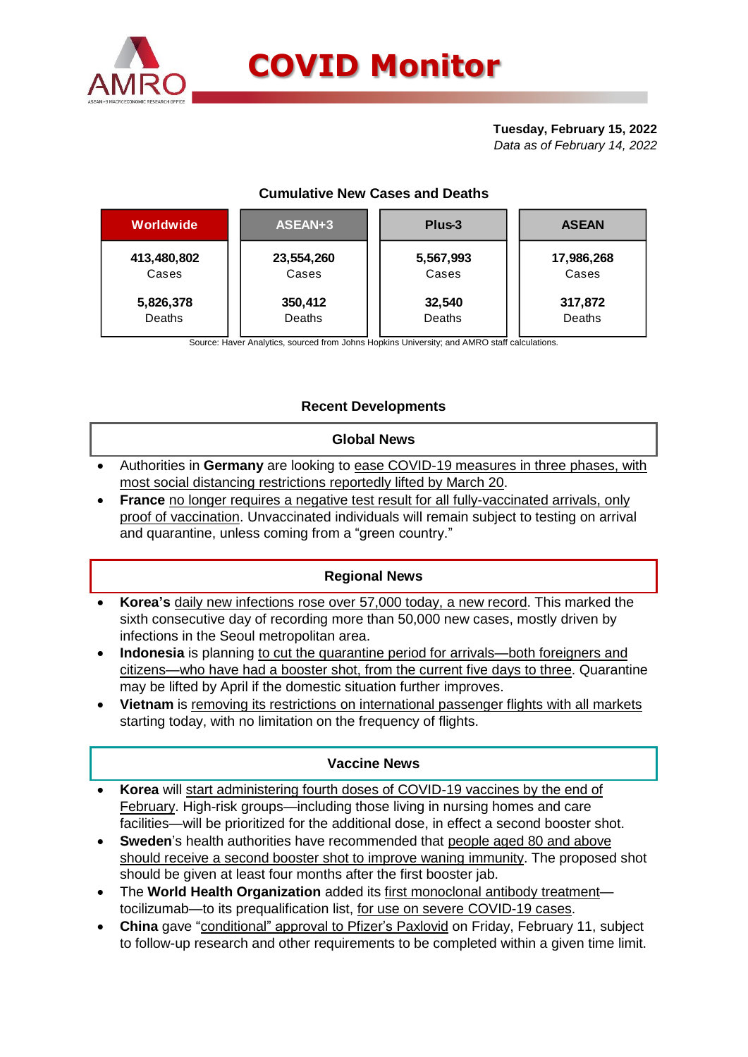# COVID Monitor

**Tuesday, February 15, 2022**
*Data as of February 14, 2022*

### Cumulative New Cases and Deaths

| Worldwide | ASEAN+3 | Plus-3 | ASEAN |
|---|---|---|---|
| **413,480,802** Cases | **23,554,260** Cases | **5,567,993** Cases | **17,986,268** Cases |
| **5,826,378** Deaths | **350,412** Deaths | **32,540** Deaths | **317,872** Deaths |

Source: Haver Analytics, sourced from Johns Hopkins University; and AMRO staff calculations.

## Recent Developments

### Global News

- Authorities in **Germany** are looking to ease COVID-19 measures in three phases, with most social distancing restrictions reportedly lifted by March 20.
- **France** no longer requires a negative test result for all fully-vaccinated arrivals, only proof of vaccination. Unvaccinated individuals will remain subject to testing on arrival and quarantine, unless coming from a "green country."

### Regional News

- **Korea's** daily new infections rose over 57,000 today, a new record. This marked the sixth consecutive day of recording more than 50,000 new cases, mostly driven by infections in the Seoul metropolitan area.
- **Indonesia** is planning to cut the quarantine period for arrivals—both foreigners and citizens—who have had a booster shot, from the current five days to three. Quarantine may be lifted by April if the domestic situation further improves.
- **Vietnam** is removing its restrictions on international passenger flights with all markets starting today, with no limitation on the frequency of flights.

### Vaccine News

- **Korea** will start administering fourth doses of COVID-19 vaccines by the end of February. High-risk groups—including those living in nursing homes and care facilities—will be prioritized for the additional dose, in effect a second booster shot.
- **Sweden**'s health authorities have recommended that people aged 80 and above should receive a second booster shot to improve waning immunity. The proposed shot should be given at least four months after the first booster jab.
- The **World Health Organization** added its first monoclonal antibody treatment—tocilizumab—to its prequalification list, for use on severe COVID-19 cases.
- **China** gave "conditional" approval to Pfizer's Paxlovid on Friday, February 11, subject to follow-up research and other requirements to be completed within a given time limit.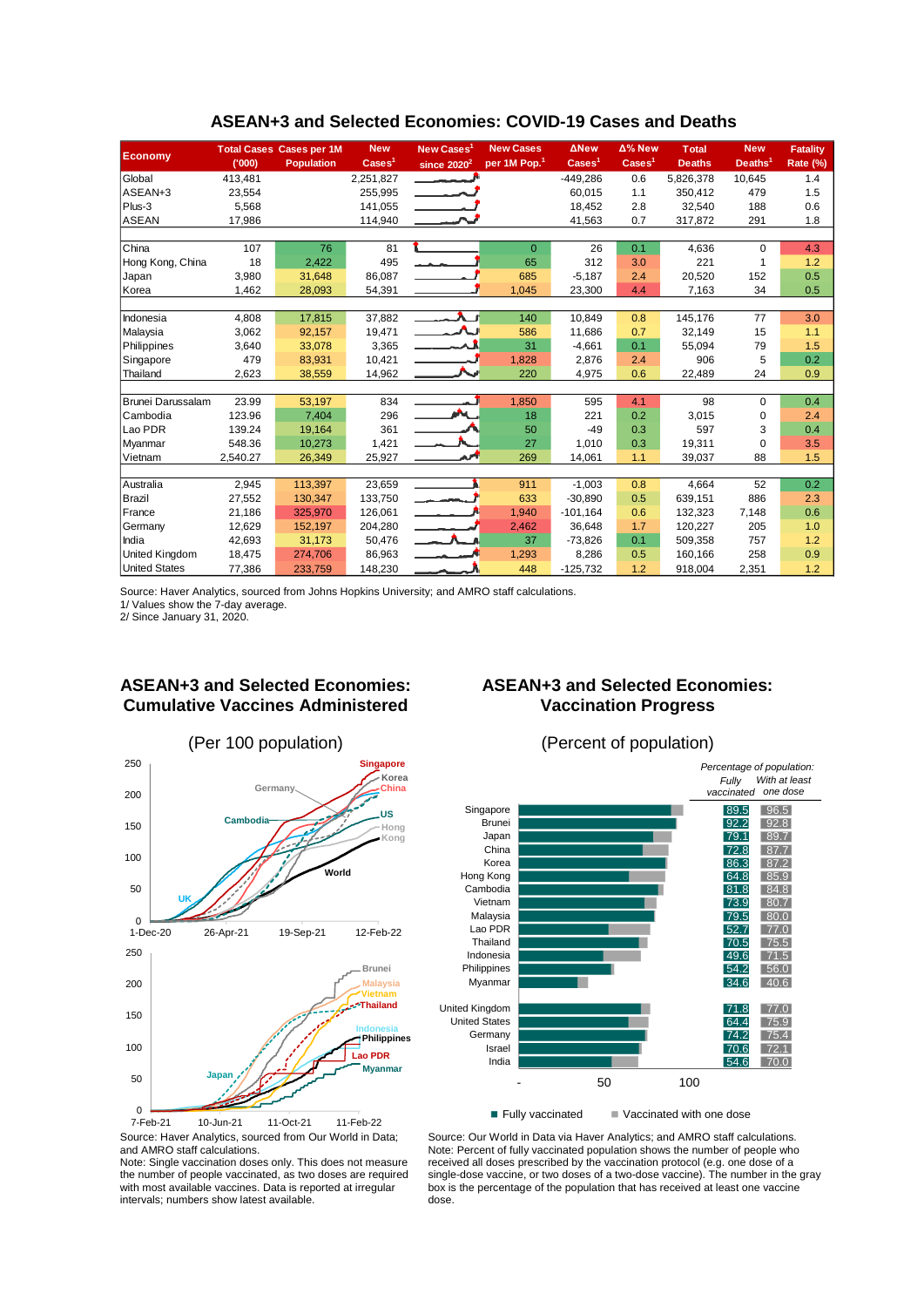## ASEAN+3 and Selected Economies: COVID-19 Cases and Deaths

| Economy | Total Cases ('000) | Cases per 1M Population | New Cases[1] | New Cases[1] since 2020[2] | New Cases per 1M Pop.[1] | ΔNew Cases[1] | Δ% New Cases[1] | Total Deaths | New Deaths[1] | Fatality Rate (%) |
|---|---|---|---|---|---|---|---|---|---|---|
| Global | 413,481 | | 2,251,827 | | | -449,286 | 0.6 | 5,826,378 | 10,645 | 1.4 |
| ASEAN+3 | 23,554 | | 255,995 | | | 60,015 | 1.1 | 350,412 | 479 | 1.5 |
| Plus-3 | 5,568 | | 141,055 | | | 18,452 | 2.8 | 32,540 | 188 | 0.6 |
| ASEAN | 17,986 | | 114,940 | | | 41,563 | 0.7 | 317,872 | 291 | 1.8 |
| | | | | | | | | | | |
| China | 107 | 76 | 81 | | 0 | 26 | 0.1 | 4,636 | 0 | 4.3 |
| Hong Kong, China | 18 | 2,422 | 495 | | 65 | 312 | 3.0 | 221 | 1 | 1.2 |
| Japan | 3,980 | 31,648 | 86,087 | | 685 | -5,187 | 2.4 | 20,520 | 152 | 0.5 |
| Korea | 1,462 | 28,093 | 54,391 | | 1,045 | 23,300 | 4.4 | 7,163 | 34 | 0.5 |
| | | | | | | | | | | |
| Indonesia | 4,808 | 17,815 | 37,882 | | 140 | 10,849 | 0.8 | 145,176 | 77 | 3.0 |
| Malaysia | 3,062 | 92,157 | 19,471 | | 586 | 11,686 | 0.7 | 32,149 | 15 | 1.1 |
| Philippines | 3,640 | 33,078 | 3,365 | | 31 | -4,661 | 0.1 | 55,094 | 79 | 1.5 |
| Singapore | 479 | 83,931 | 10,421 | | 1,828 | 2,876 | 2.4 | 906 | 5 | 0.2 |
| Thailand | 2,623 | 38,559 | 14,962 | | 220 | 4,975 | 0.6 | 22,489 | 24 | 0.9 |
| | | | | | | | | | | |
| Brunei Darussalam | 23.99 | 53,197 | 834 | | 1,850 | 595 | 4.1 | 98 | 0 | 0.4 |
| Cambodia | 123.96 | 7,404 | 296 | | 18 | 221 | 0.2 | 3,015 | 0 | 2.4 |
| Lao PDR | 139.24 | 19,164 | 361 | | 50 | -49 | 0.3 | 597 | 3 | 0.4 |
| Myanmar | 548.36 | 10,273 | 1,421 | | 27 | 1,010 | 0.3 | 19,311 | 0 | 3.5 |
| Vietnam | 2,540.27 | 26,349 | 25,927 | | 269 | 14,061 | 1.1 | 39,037 | 88 | 1.5 |
| | | | | | | | | | | |
| Australia | 2,945 | 113,397 | 23,659 | | 911 | -1,003 | 0.8 | 4,664 | 52 | 0.2 |
| Brazil | 27,552 | 130,347 | 133,750 | | 633 | -30,890 | 0.5 | 639,151 | 886 | 2.3 |
| France | 21,186 | 325,970 | 126,061 | | 1,940 | -101,164 | 0.6 | 132,323 | 7,148 | 0.6 |
| Germany | 12,629 | 152,197 | 204,280 | | 2,462 | 36,648 | 1.7 | 120,227 | 205 | 1.0 |
| India | 42,693 | 31,173 | 50,476 | | 37 | -73,826 | 0.1 | 509,358 | 757 | 1.2 |
| United Kingdom | 18,475 | 274,706 | 86,963 | | 1,293 | 8,286 | 0.5 | 160,166 | 258 | 0.9 |
| United States | 77,386 | 233,759 | 148,230 | | 448 | -125,732 | 1.2 | 918,004 | 2,351 | 1.2 |

Source: Haver Analytics, sourced from Johns Hopkins University; and AMRO staff calculations.
1/ Values show the 7-day average.
2/ Since January 31, 2020.

### ASEAN+3 and Selected Economies: Cumulative Vaccines Administered

(Per 100 population)

250
200
150
100
50
0
1-Dec-20 26-Apr-21 19-Sep-21 12-Feb-22

Singapore
Korea
China
Germany
Cambodia
US
Hong Kong
World
UK

250
200
150
100
50
0
7-Feb-21 10-Jun-21 11-Oct-21 11-Feb-22

Brunei
Malaysia
Vietnam
Thailand
Indonesia
Philippines
Lao PDR
Myanmar
Japan

Source: Haver Analytics, sourced from Our World in Data; and AMRO staff calculations.
Note: Single vaccination doses only. This does not measure the number of people vaccinated, as two doses are required with most available vaccines. Data is reported at irregular intervals; numbers show latest available.

### ASEAN+3 and Selected Economies: Vaccination Progress

(Percent of population)

*Percentage of population:*
*Fully vaccinated* *With at least one dose*

Singapore 89.5 96.5
Brunei 92.2 92.8
Japan 79.1 89.7
China 72.8 87.7
Korea 86.3 87.2
Hong Kong 64.8 85.9
Cambodia 81.8 84.8
Vietnam 73.9 80.7
Malaysia 79.5 80.0
Lao PDR 52.7 77.0
Thailand 70.5 75.5
Indonesia 49.6 71.5
Philippines 54.2 56.0
Myanmar 34.6 40.6

United Kingdom 71.8 77.0
United States 64.4 75.9
Germany 74.2 75.4
Israel 70.6 72.1
India 54.6 70.0

- 50 100

■ Fully vaccinated ■ Vaccinated with one dose

Source: Our World in Data via Haver Analytics; and AMRO staff calculations.
Note: Percent of fully vaccinated population shows the number of people who received all doses prescribed by the vaccination protocol (e.g. one dose of a single-dose vaccine, or two doses of a two-dose vaccine). The number in the gray box is the percentage of the population that has received at least one vaccine dose.